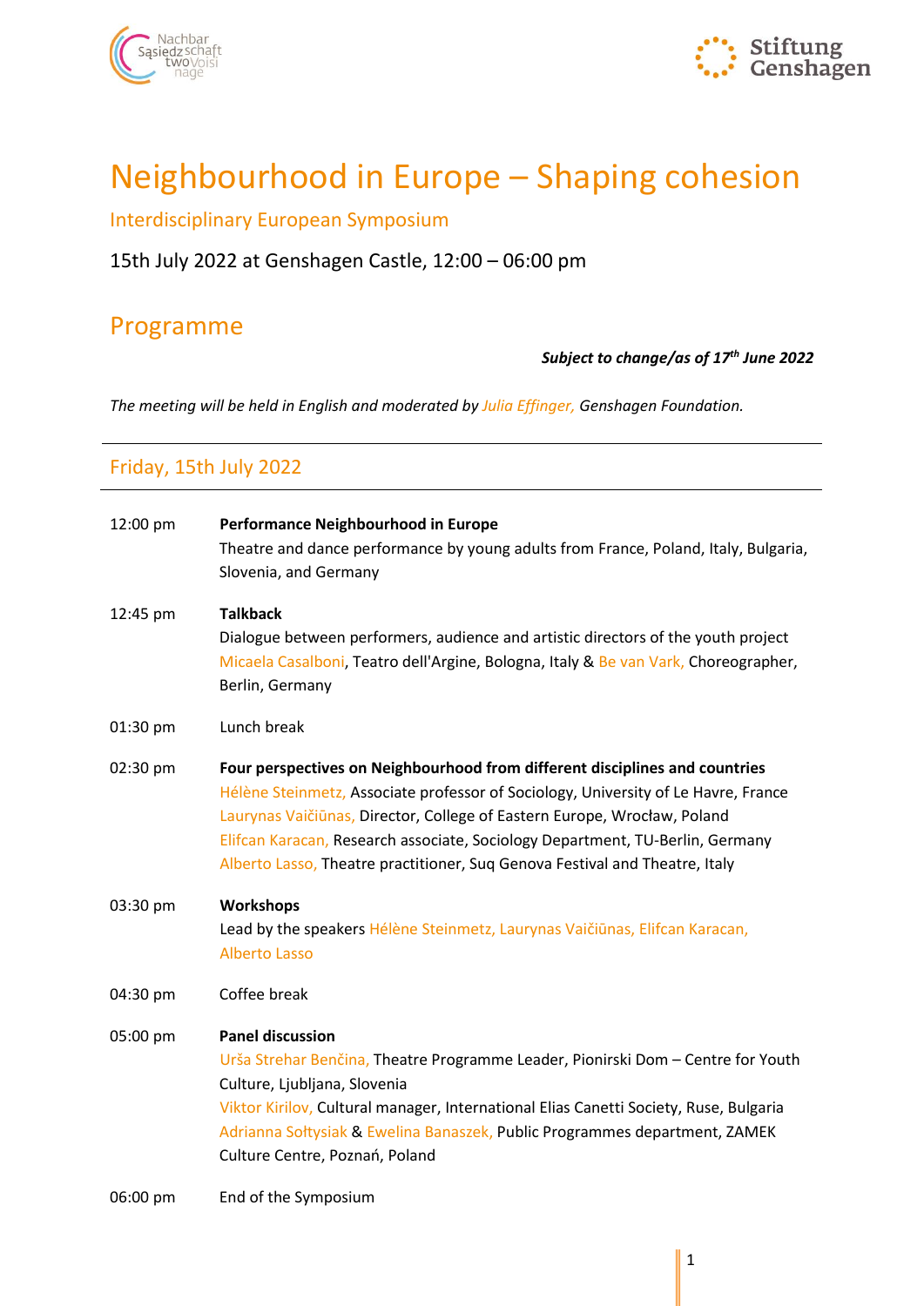# Neighbourhood in Europe – Shaping cohesion

## Interdisciplinary European Symposium

15th July 2022 at Genshagen Castle, 12:00 – 06:00 pm

## Programme

***Subject to change/as of 17th June 2022***

*The meeting will be held in English and moderated by Julia Effinger, Genshagen Foundation.*

---

### Friday, 15th July 2022

---

**12:00 pm** **Performance Neighbourhood in Europe**
Theatre and dance performance by young adults from France, Poland, Italy, Bulgaria, Slovenia, and Germany

**12:45 pm** **Talkback**
Dialogue between performers, audience and artistic directors of the youth project
Micaela Casalboni, Teatro dell'Argine, Bologna, Italy & Be van Vark, Choreographer, Berlin, Germany

**01:30 pm** Lunch break

**02:30 pm** **Four perspectives on Neighbourhood from different disciplines and countries**
Hélène Steinmetz, Associate professor of Sociology, University of Le Havre, France
Laurynas Vaičiūnas, Director, College of Eastern Europe, Wrocław, Poland
Elifcan Karacan, Research associate, Sociology Department, TU-Berlin, Germany
Alberto Lasso, Theatre practitioner, Suq Genova Festival and Theatre, Italy

**03:30 pm** **Workshops**
Lead by the speakers Hélène Steinmetz, Laurynas Vaičiūnas, Elifcan Karacan, Alberto Lasso

**04:30 pm** Coffee break

**05:00 pm** **Panel discussion**
Urša Strehar Benčina, Theatre Programme Leader, Pionirski Dom – Centre for Youth Culture, Ljubljana, Slovenia
Viktor Kirilov, Cultural manager, International Elias Canetti Society, Ruse, Bulgaria
Adrianna Sołtysiak & Ewelina Banaszek, Public Programmes department, ZAMEK Culture Centre, Poznań, Poland

**06:00 pm** End of the Symposium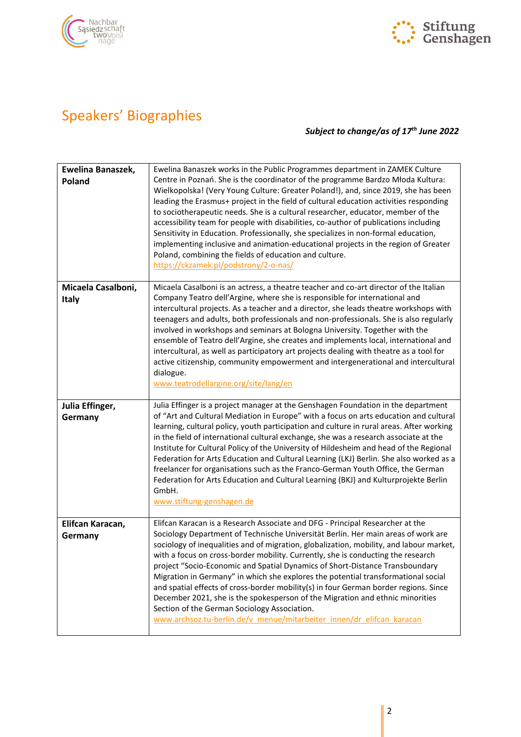# Speakers' Biographies

***Subject to change/as of 17th June 2022***

| **Ewelina Banaszek, Poland** | Ewelina Banaszek works in the Public Programmes department in ZAMEK Culture Centre in Poznań. She is the coordinator of the programme Bardzo Młoda Kultura: Wielkopolska! (Very Young Culture: Greater Poland!), and, since 2019, she has been leading the Erasmus+ project in the field of cultural education activities responding to sociotherapeutic needs. She is a cultural researcher, educator, member of the accessibility team for people with disabilities, co-author of publications including Sensitivity in Education. Professionally, she specializes in non-formal education, implementing inclusive and animation-educational projects in the region of Greater Poland, combining the fields of education and culture.<br>https://ckzamek.pl/podstrony/2-o-nas/ |
|---|---|
| **Micaela Casalboni, Italy** | Micaela Casalboni is an actress, a theatre teacher and co-art director of the Italian Company Teatro dell'Argine, where she is responsible for international and intercultural projects. As a teacher and a director, she leads theatre workshops with teenagers and adults, both professionals and non-professionals. She is also regularly involved in workshops and seminars at Bologna University. Together with the ensemble of Teatro dell'Argine, she creates and implements local, international and intercultural, as well as participatory art projects dealing with theatre as a tool for active citizenship, community empowerment and intergenerational and intercultural dialogue.<br>www.teatrodellargine.org/site/lang/en |
| **Julia Effinger, Germany** | Julia Effinger is a project manager at the Genshagen Foundation in the department of "Art and Cultural Mediation in Europe" with a focus on arts education and cultural learning, cultural policy, youth participation and culture in rural areas. After working in the field of international cultural exchange, she was a research associate at the Institute for Cultural Policy of the University of Hildesheim and head of the Regional Federation for Arts Education and Cultural Learning (LKJ) Berlin. She also worked as a freelancer for organisations such as the Franco-German Youth Office, the German Federation for Arts Education and Cultural Learning (BKJ) and Kulturprojekte Berlin GmbH.<br>www.stiftung-genshagen.de |
| **Elifcan Karacan, Germany** | Elifcan Karacan is a Research Associate and DFG - Principal Researcher at the Sociology Department of Technische Universität Berlin. Her main areas of work are sociology of inequalities and of migration, globalization, mobility, and labour market, with a focus on cross-border mobility. Currently, she is conducting the research project "Socio-Economic and Spatial Dynamics of Short-Distance Transboundary Migration in Germany" in which she explores the potential transformational social and spatial effects of cross-border mobility(s) in four German border regions. Since December 2021, she is the spokesperson of the Migration and ethnic minorities Section of the German Sociology Association.<br>www.archsoz.tu-berlin.de/v_menue/mitarbeiter_innen/dr_elifcan_karacan |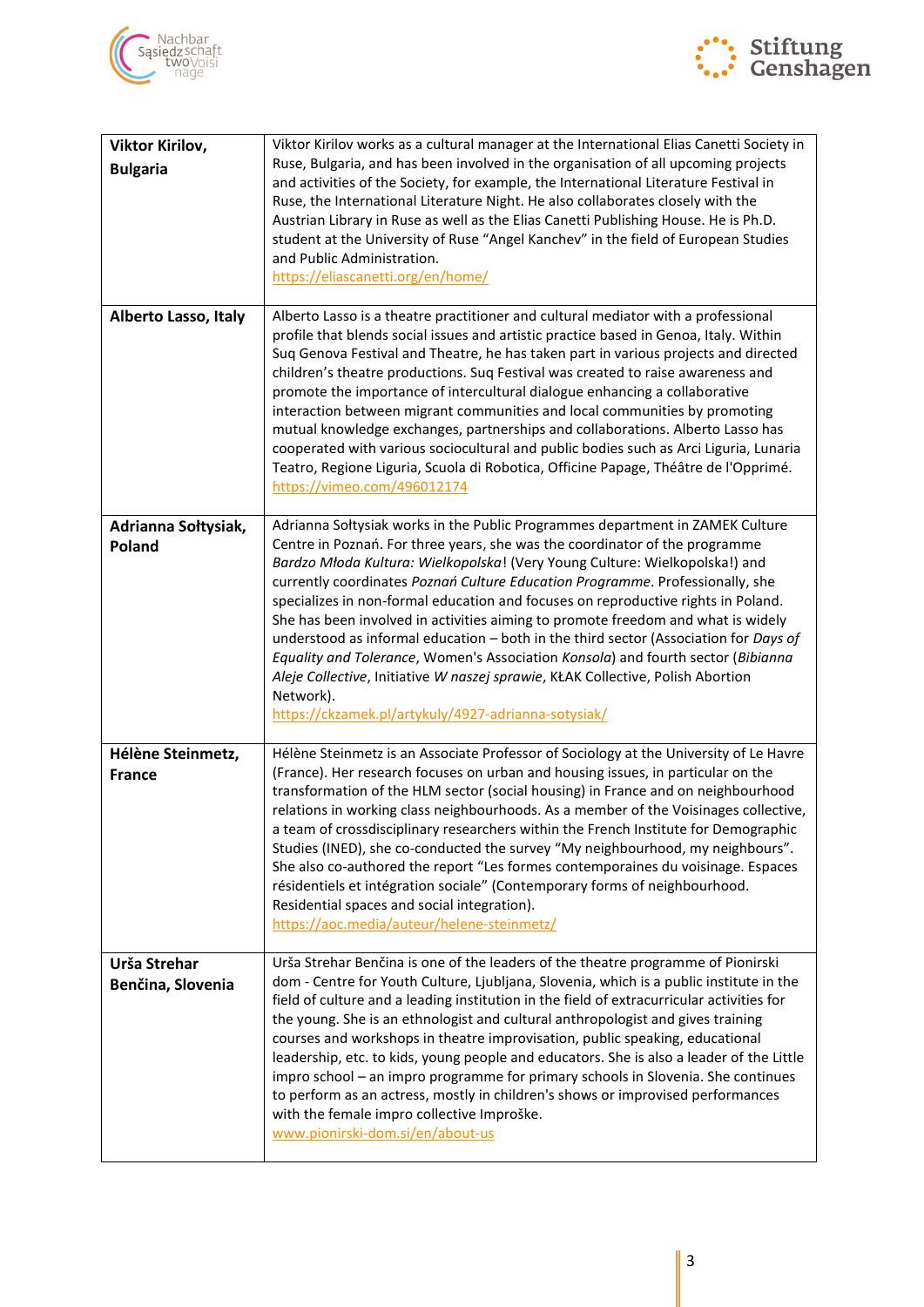| | |
|---|---|
| **Viktor Kirilov, Bulgaria** | Viktor Kirilov works as a cultural manager at the International Elias Canetti Society in Ruse, Bulgaria, and has been involved in the organisation of all upcoming projects and activities of the Society, for example, the International Literature Festival in Ruse, the International Literature Night. He also collaborates closely with the Austrian Library in Ruse as well as the Elias Canetti Publishing House. He is Ph.D. student at the University of Ruse “Angel Kanchev” in the field of European Studies and Public Administration. https://eliascanetti.org/en/home/ |
| **Alberto Lasso, Italy** | Alberto Lasso is a theatre practitioner and cultural mediator with a professional profile that blends social issues and artistic practice based in Genoa, Italy. Within Suq Genova Festival and Theatre, he has taken part in various projects and directed children’s theatre productions. Suq Festival was created to raise awareness and promote the importance of intercultural dialogue enhancing a collaborative interaction between migrant communities and local communities by promoting mutual knowledge exchanges, partnerships and collaborations. Alberto Lasso has cooperated with various sociocultural and public bodies such as Arci Liguria, Lunaria Teatro, Regione Liguria, Scuola di Robotica, Officine Papage, Théâtre de l'Opprimé. https://vimeo.com/496012174 |
| **Adrianna Sołtysiak, Poland** | Adrianna Sołtysiak works in the Public Programmes department in ZAMEK Culture Centre in Poznań. For three years, she was the coordinator of the programme *Bardzo Młoda Kultura: Wielkopolska*! (Very Young Culture: Wielkopolska!) and currently coordinates *Poznań Culture Education Programme*. Professionally, she specializes in non-formal education and focuses on reproductive rights in Poland. She has been involved in activities aiming to promote freedom and what is widely understood as informal education – both in the third sector (Association for *Days of Equality and Tolerance*, Women's Association *Konsola*) and fourth sector (*Bibianna Aleje Collective*, Initiative *W naszej sprawie*, KŁAK Collective, Polish Abortion Network). https://ckzamek.pl/artykuly/4927-adrianna-sotysiak/ |
| **Hélène Steinmetz, France** | Hélène Steinmetz is an Associate Professor of Sociology at the University of Le Havre (France). Her research focuses on urban and housing issues, in particular on the transformation of the HLM sector (social housing) in France and on neighbourhood relations in working class neighbourhoods. As a member of the Voisinages collective, a team of crossdisciplinary researchers within the French Institute for Demographic Studies (INED), she co-conducted the survey “My neighbourhood, my neighbours”. She also co-authored the report “Les formes contemporaines du voisinage. Espaces résidentiels et intégration sociale” (Contemporary forms of neighbourhood. Residential spaces and social integration). https://aoc.media/auteur/helene-steinmetz/ |
| **Urša Strehar Benčina, Slovenia** | Urša Strehar Benčina is one of the leaders of the theatre programme of Pionirski dom - Centre for Youth Culture, Ljubljana, Slovenia, which is a public institute in the field of culture and a leading institution in the field of extracurricular activities for the young. She is an ethnologist and cultural anthropologist and gives training courses and workshops in theatre improvisation, public speaking, educational leadership, etc. to kids, young people and educators. She is also a leader of the Little impro school – an impro programme for primary schools in Slovenia. She continues to perform as an actress, mostly in children's shows or improvised performances with the female impro collective Improške. www.pionirski-dom.si/en/about-us |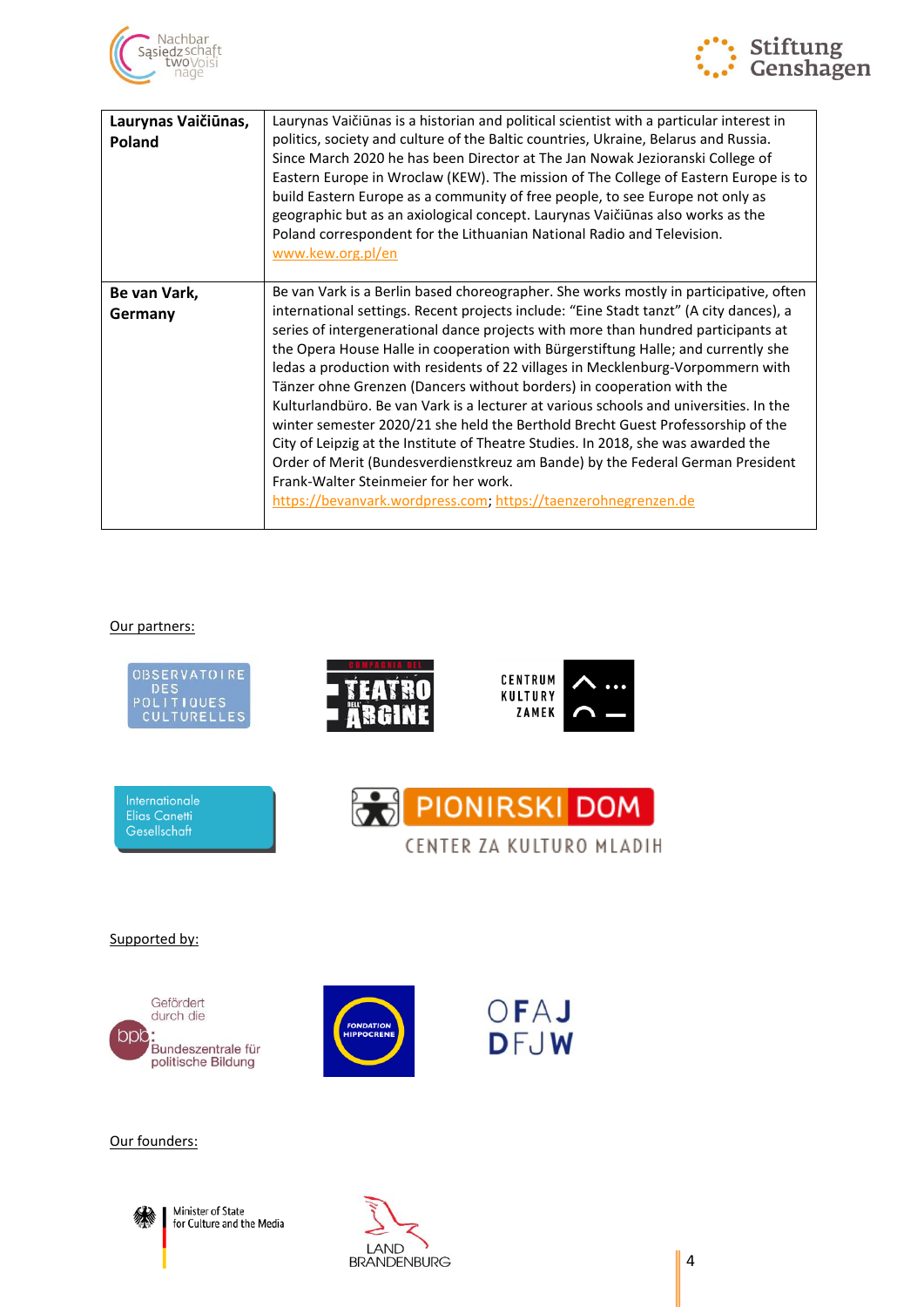| | |
|---|---|
| **Laurynas Vaičiūnas, Poland** | Laurynas Vaičiūnas is a historian and political scientist with a particular interest in politics, society and culture of the Baltic countries, Ukraine, Belarus and Russia. Since March 2020 he has been Director at The Jan Nowak Jezioranski College of Eastern Europe in Wroclaw (KEW). The mission of The College of Eastern Europe is to build Eastern Europe as a community of free people, to see Europe not only as geographic but as an axiological concept. Laurynas Vaičiūnas also works as the Poland correspondent for the Lithuanian National Radio and Television. www.kew.org.pl/en |
| **Be van Vark, Germany** | Be van Vark is a Berlin based choreographer. She works mostly in participative, often international settings. Recent projects include: "Eine Stadt tanzt" (A city dances), a series of intergenerational dance projects with more than hundred participants at the Opera House Halle in cooperation with Bürgerstiftung Halle; and currently she ledas a production with residents of 22 villages in Mecklenburg-Vorpommern with Tänzer ohne Grenzen (Dancers without borders) in cooperation with the Kulturlandbüro. Be van Vark is a lecturer at various schools and universities. In the winter semester 2020/21 she held the Berthold Brecht Guest Professorship of the City of Leipzig at the Institute of Theatre Studies. In 2018, she was awarded the Order of Merit (Bundesverdienstkreuz am Bande) by the Federal German President Frank-Walter Steinmeier for her work. https://bevanvark.wordpress.com; https://taenzerohnegrenzen.de |

Our partners:

Supported by:

Our founders: